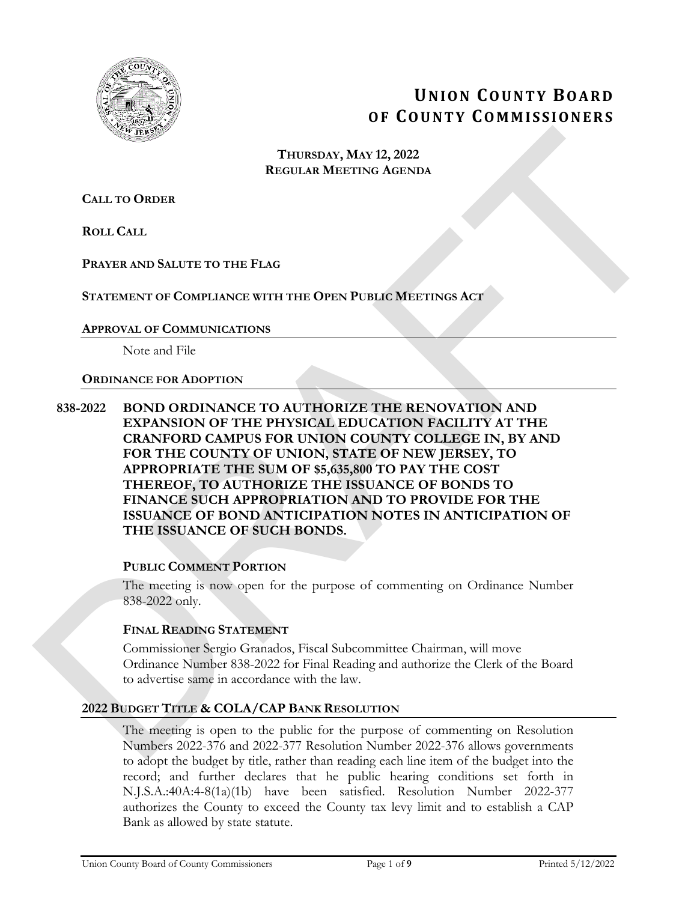# UNION COUNTY BOARD OF COUNTY COMMISSIONERS

**THURSDAY, MAY 12, 2022**
**REGULAR MEETING AGENDA**

**CALL TO ORDER**

**ROLL CALL**

**PRAYER AND SALUTE TO THE FLAG**

**STATEMENT OF COMPLIANCE WITH THE OPEN PUBLIC MEETINGS ACT**

**APPROVAL OF COMMUNICATIONS**

Note and File

**ORDINANCE FOR ADOPTION**

**838-2022 BOND ORDINANCE TO AUTHORIZE THE RENOVATION AND EXPANSION OF THE PHYSICAL EDUCATION FACILITY AT THE CRANFORD CAMPUS FOR UNION COUNTY COLLEGE IN, BY AND FOR THE COUNTY OF UNION, STATE OF NEW JERSEY, TO APPROPRIATE THE SUM OF $5,635,800 TO PAY THE COST THEREOF, TO AUTHORIZE THE ISSUANCE OF BONDS TO FINANCE SUCH APPROPRIATION AND TO PROVIDE FOR THE ISSUANCE OF BOND ANTICIPATION NOTES IN ANTICIPATION OF THE ISSUANCE OF SUCH BONDS.**

**PUBLIC COMMENT PORTION**

The meeting is now open for the purpose of commenting on Ordinance Number 838-2022 only.

**FINAL READING STATEMENT**

Commissioner Sergio Granados, Fiscal Subcommittee Chairman, will move Ordinance Number 838-2022 for Final Reading and authorize the Clerk of the Board to advertise same in accordance with the law.

**2022 BUDGET TITLE & COLA/CAP BANK RESOLUTION**

The meeting is open to the public for the purpose of commenting on Resolution Numbers 2022-376 and 2022-377 Resolution Number 2022-376 allows governments to adopt the budget by title, rather than reading each line item of the budget into the record; and further declares that he public hearing conditions set forth in N.J.S.A.:40A:4-8(1a)(1b) have been satisfied. Resolution Number 2022-377 authorizes the County to exceed the County tax levy limit and to establish a CAP Bank as allowed by state statute.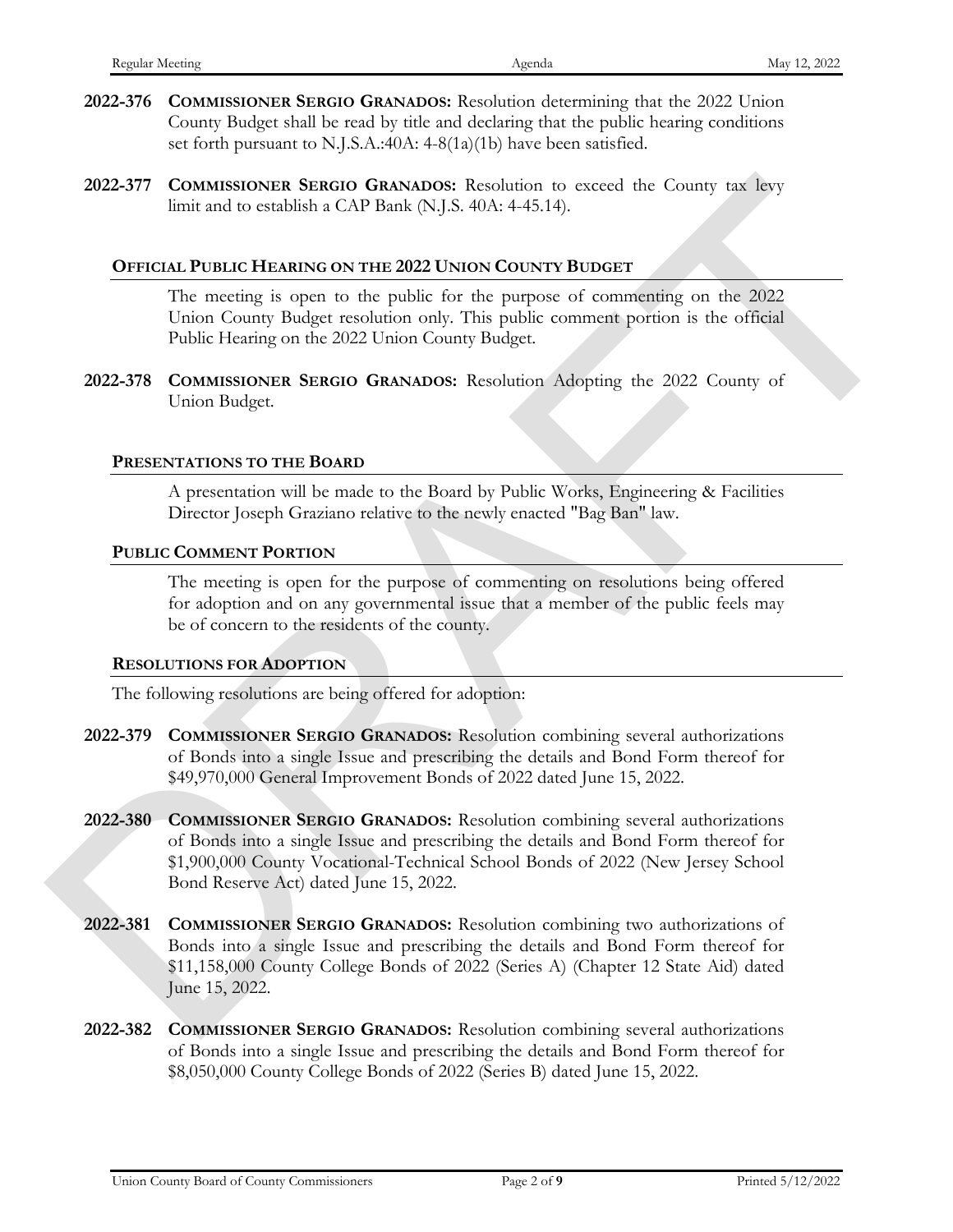**2022-376** **COMMISSIONER SERGIO GRANADOS:** Resolution determining that the 2022 Union County Budget shall be read by title and declaring that the public hearing conditions set forth pursuant to N.J.S.A.:40A: 4-8(1a)(1b) have been satisfied.

**2022-377** **COMMISSIONER SERGIO GRANADOS:** Resolution to exceed the County tax levy limit and to establish a CAP Bank (N.J.S. 40A: 4-45.14).

### OFFICIAL PUBLIC HEARING ON THE 2022 UNION COUNTY BUDGET

The meeting is open to the public for the purpose of commenting on the 2022 Union County Budget resolution only. This public comment portion is the official Public Hearing on the 2022 Union County Budget.

**2022-378** **COMMISSIONER SERGIO GRANADOS:** Resolution Adopting the 2022 County of Union Budget.

### PRESENTATIONS TO THE BOARD

A presentation will be made to the Board by Public Works, Engineering & Facilities Director Joseph Graziano relative to the newly enacted "Bag Ban" law.

### PUBLIC COMMENT PORTION

The meeting is open for the purpose of commenting on resolutions being offered for adoption and on any governmental issue that a member of the public feels may be of concern to the residents of the county.

### RESOLUTIONS FOR ADOPTION

The following resolutions are being offered for adoption:

**2022-379** **COMMISSIONER SERGIO GRANADOS:** Resolution combining several authorizations of Bonds into a single Issue and prescribing the details and Bond Form thereof for $49,970,000 General Improvement Bonds of 2022 dated June 15, 2022.

**2022-380** **COMMISSIONER SERGIO GRANADOS:** Resolution combining several authorizations of Bonds into a single Issue and prescribing the details and Bond Form thereof for $1,900,000 County Vocational-Technical School Bonds of 2022 (New Jersey School Bond Reserve Act) dated June 15, 2022.

**2022-381** **COMMISSIONER SERGIO GRANADOS:** Resolution combining two authorizations of Bonds into a single Issue and prescribing the details and Bond Form thereof for $11,158,000 County College Bonds of 2022 (Series A) (Chapter 12 State Aid) dated June 15, 2022.

**2022-382** **COMMISSIONER SERGIO GRANADOS:** Resolution combining several authorizations of Bonds into a single Issue and prescribing the details and Bond Form thereof for $8,050,000 County College Bonds of 2022 (Series B) dated June 15, 2022.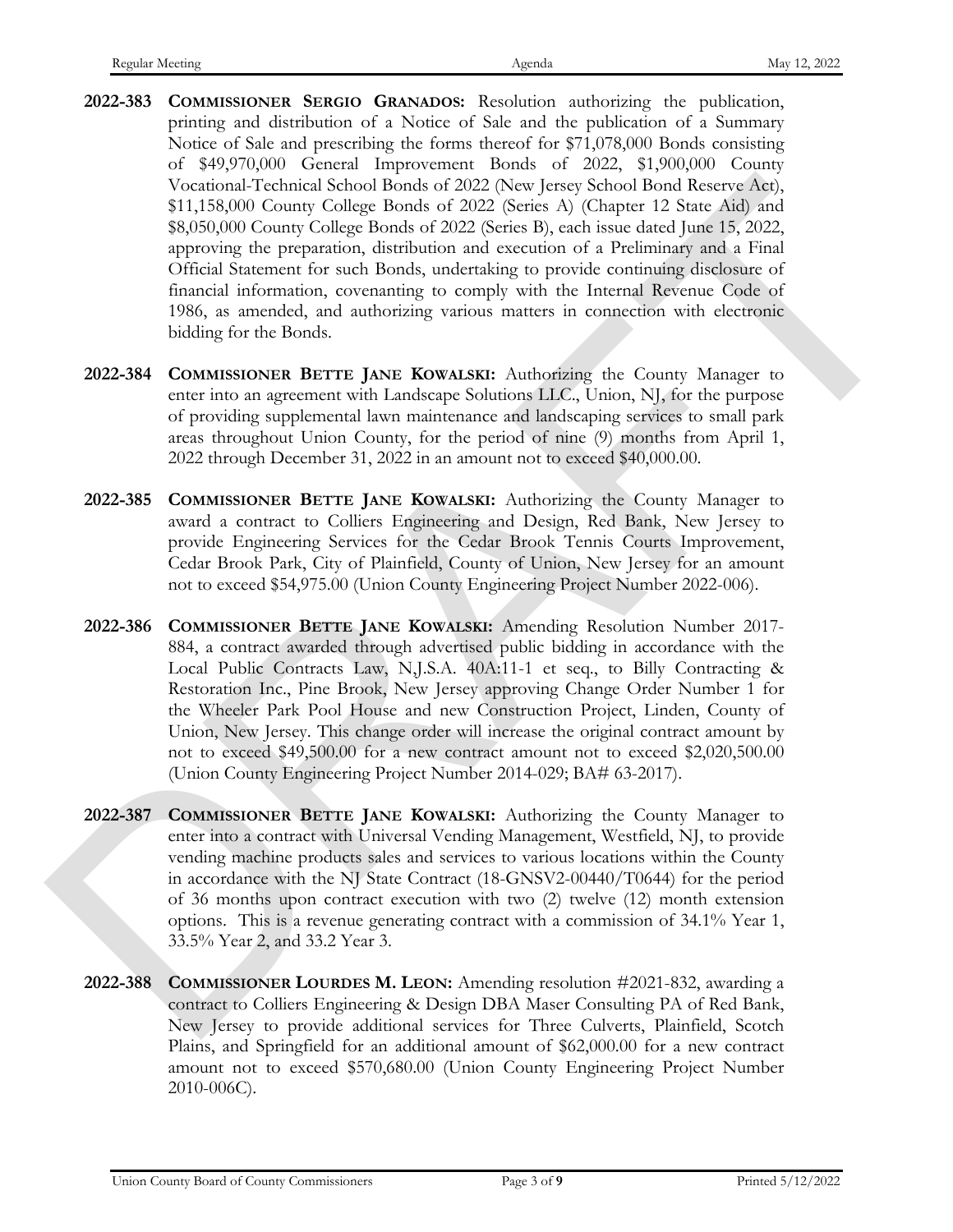**2022-383** **COMMISSIONER SERGIO GRANADOS:** Resolution authorizing the publication, printing and distribution of a Notice of Sale and the publication of a Summary Notice of Sale and prescribing the forms thereof for $71,078,000 Bonds consisting of $49,970,000 General Improvement Bonds of 2022, $1,900,000 County Vocational-Technical School Bonds of 2022 (New Jersey School Bond Reserve Act), $11,158,000 County College Bonds of 2022 (Series A) (Chapter 12 State Aid) and $8,050,000 County College Bonds of 2022 (Series B), each issue dated June 15, 2022, approving the preparation, distribution and execution of a Preliminary and a Final Official Statement for such Bonds, undertaking to provide continuing disclosure of financial information, covenanting to comply with the Internal Revenue Code of 1986, as amended, and authorizing various matters in connection with electronic bidding for the Bonds.

**2022-384** **COMMISSIONER BETTE JANE KOWALSKI:** Authorizing the County Manager to enter into an agreement with Landscape Solutions LLC., Union, NJ, for the purpose of providing supplemental lawn maintenance and landscaping services to small park areas throughout Union County, for the period of nine (9) months from April 1, 2022 through December 31, 2022 in an amount not to exceed $40,000.00.

**2022-385** **COMMISSIONER BETTE JANE KOWALSKI:** Authorizing the County Manager to award a contract to Colliers Engineering and Design, Red Bank, New Jersey to provide Engineering Services for the Cedar Brook Tennis Courts Improvement, Cedar Brook Park, City of Plainfield, County of Union, New Jersey for an amount not to exceed $54,975.00 (Union County Engineering Project Number 2022-006).

**2022-386** **COMMISSIONER BETTE JANE KOWALSKI:** Amending Resolution Number 2017-884, a contract awarded through advertised public bidding in accordance with the Local Public Contracts Law, N,J.S.A. 40A:11-1 et seq., to Billy Contracting & Restoration Inc., Pine Brook, New Jersey approving Change Order Number 1 for the Wheeler Park Pool House and new Construction Project, Linden, County of Union, New Jersey. This change order will increase the original contract amount by not to exceed $49,500.00 for a new contract amount not to exceed $2,020,500.00 (Union County Engineering Project Number 2014-029; BA# 63-2017).

**2022-387** **COMMISSIONER BETTE JANE KOWALSKI:** Authorizing the County Manager to enter into a contract with Universal Vending Management, Westfield, NJ, to provide vending machine products sales and services to various locations within the County in accordance with the NJ State Contract (18-GNSV2-00440/T0644) for the period of 36 months upon contract execution with two (2) twelve (12) month extension options. This is a revenue generating contract with a commission of 34.1% Year 1, 33.5% Year 2, and 33.2 Year 3.

**2022-388** **COMMISSIONER LOURDES M. LEON:** Amending resolution #2021-832, awarding a contract to Colliers Engineering & Design DBA Maser Consulting PA of Red Bank, New Jersey to provide additional services for Three Culverts, Plainfield, Scotch Plains, and Springfield for an additional amount of $62,000.00 for a new contract amount not to exceed $570,680.00 (Union County Engineering Project Number 2010-006C).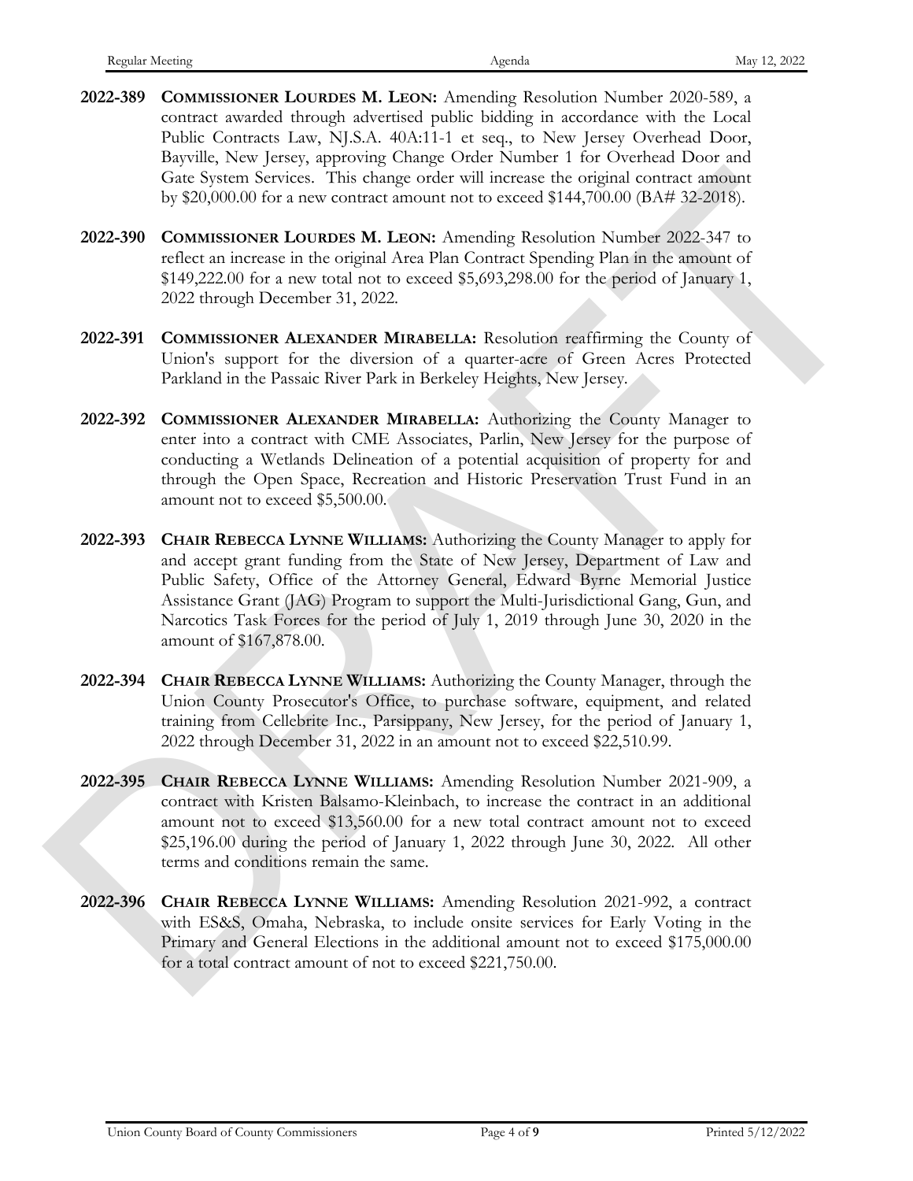**2022-389** **COMMISSIONER LOURDES M. LEON:** Amending Resolution Number 2020-589, a contract awarded through advertised public bidding in accordance with the Local Public Contracts Law, NJ.S.A. 40A:11-1 et seq., to New Jersey Overhead Door, Bayville, New Jersey, approving Change Order Number 1 for Overhead Door and Gate System Services. This change order will increase the original contract amount by $20,000.00 for a new contract amount not to exceed $144,700.00 (BA# 32-2018).

**2022-390** **COMMISSIONER LOURDES M. LEON:** Amending Resolution Number 2022-347 to reflect an increase in the original Area Plan Contract Spending Plan in the amount of $149,222.00 for a new total not to exceed $5,693,298.00 for the period of January 1, 2022 through December 31, 2022.

**2022-391** **COMMISSIONER ALEXANDER MIRABELLA:** Resolution reaffirming the County of Union's support for the diversion of a quarter-acre of Green Acres Protected Parkland in the Passaic River Park in Berkeley Heights, New Jersey.

**2022-392** **COMMISSIONER ALEXANDER MIRABELLA:** Authorizing the County Manager to enter into a contract with CME Associates, Parlin, New Jersey for the purpose of conducting a Wetlands Delineation of a potential acquisition of property for and through the Open Space, Recreation and Historic Preservation Trust Fund in an amount not to exceed $5,500.00.

**2022-393** **CHAIR REBECCA LYNNE WILLIAMS:** Authorizing the County Manager to apply for and accept grant funding from the State of New Jersey, Department of Law and Public Safety, Office of the Attorney General, Edward Byrne Memorial Justice Assistance Grant (JAG) Program to support the Multi-Jurisdictional Gang, Gun, and Narcotics Task Forces for the period of July 1, 2019 through June 30, 2020 in the amount of $167,878.00.

**2022-394** **CHAIR REBECCA LYNNE WILLIAMS:** Authorizing the County Manager, through the Union County Prosecutor's Office, to purchase software, equipment, and related training from Cellebrite Inc., Parsippany, New Jersey, for the period of January 1, 2022 through December 31, 2022 in an amount not to exceed $22,510.99.

**2022-395** **CHAIR REBECCA LYNNE WILLIAMS:** Amending Resolution Number 2021-909, a contract with Kristen Balsamo-Kleinbach, to increase the contract in an additional amount not to exceed $13,560.00 for a new total contract amount not to exceed $25,196.00 during the period of January 1, 2022 through June 30, 2022. All other terms and conditions remain the same.

**2022-396** **CHAIR REBECCA LYNNE WILLIAMS:** Amending Resolution 2021-992, a contract with ES&S, Omaha, Nebraska, to include onsite services for Early Voting in the Primary and General Elections in the additional amount not to exceed $175,000.00 for a total contract amount of not to exceed $221,750.00.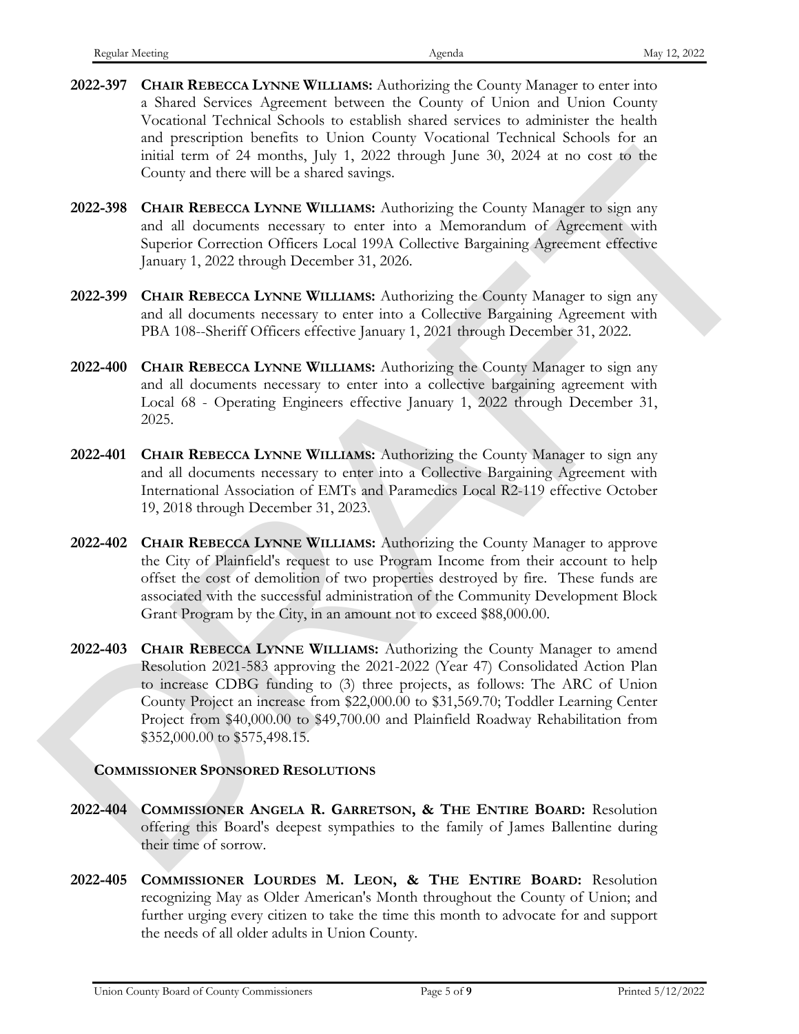**2022-397** **CHAIR REBECCA LYNNE WILLIAMS:** Authorizing the County Manager to enter into a Shared Services Agreement between the County of Union and Union County Vocational Technical Schools to establish shared services to administer the health and prescription benefits to Union County Vocational Technical Schools for an initial term of 24 months, July 1, 2022 through June 30, 2024 at no cost to the County and there will be a shared savings.

**2022-398** **CHAIR REBECCA LYNNE WILLIAMS:** Authorizing the County Manager to sign any and all documents necessary to enter into a Memorandum of Agreement with Superior Correction Officers Local 199A Collective Bargaining Agreement effective January 1, 2022 through December 31, 2026.

**2022-399** **CHAIR REBECCA LYNNE WILLIAMS:** Authorizing the County Manager to sign any and all documents necessary to enter into a Collective Bargaining Agreement with PBA 108--Sheriff Officers effective January 1, 2021 through December 31, 2022.

**2022-400** **CHAIR REBECCA LYNNE WILLIAMS:** Authorizing the County Manager to sign any and all documents necessary to enter into a collective bargaining agreement with Local 68 - Operating Engineers effective January 1, 2022 through December 31, 2025.

**2022-401** **CHAIR REBECCA LYNNE WILLIAMS:** Authorizing the County Manager to sign any and all documents necessary to enter into a Collective Bargaining Agreement with International Association of EMTs and Paramedics Local R2-119 effective October 19, 2018 through December 31, 2023.

**2022-402** **CHAIR REBECCA LYNNE WILLIAMS:** Authorizing the County Manager to approve the City of Plainfield's request to use Program Income from their account to help offset the cost of demolition of two properties destroyed by fire. These funds are associated with the successful administration of the Community Development Block Grant Program by the City, in an amount not to exceed $88,000.00.

**2022-403** **CHAIR REBECCA LYNNE WILLIAMS:** Authorizing the County Manager to amend Resolution 2021-583 approving the 2021-2022 (Year 47) Consolidated Action Plan to increase CDBG funding to (3) three projects, as follows: The ARC of Union County Project an increase from $22,000.00 to $31,569.70; Toddler Learning Center Project from $40,000.00 to $49,700.00 and Plainfield Roadway Rehabilitation from $352,000.00 to $575,498.15.

## COMMISSIONER SPONSORED RESOLUTIONS

**2022-404** **COMMISSIONER ANGELA R. GARRETSON, & THE ENTIRE BOARD:** Resolution offering this Board's deepest sympathies to the family of James Ballentine during their time of sorrow.

**2022-405** **COMMISSIONER LOURDES M. LEON, & THE ENTIRE BOARD:** Resolution recognizing May as Older American's Month throughout the County of Union; and further urging every citizen to take the time this month to advocate for and support the needs of all older adults in Union County.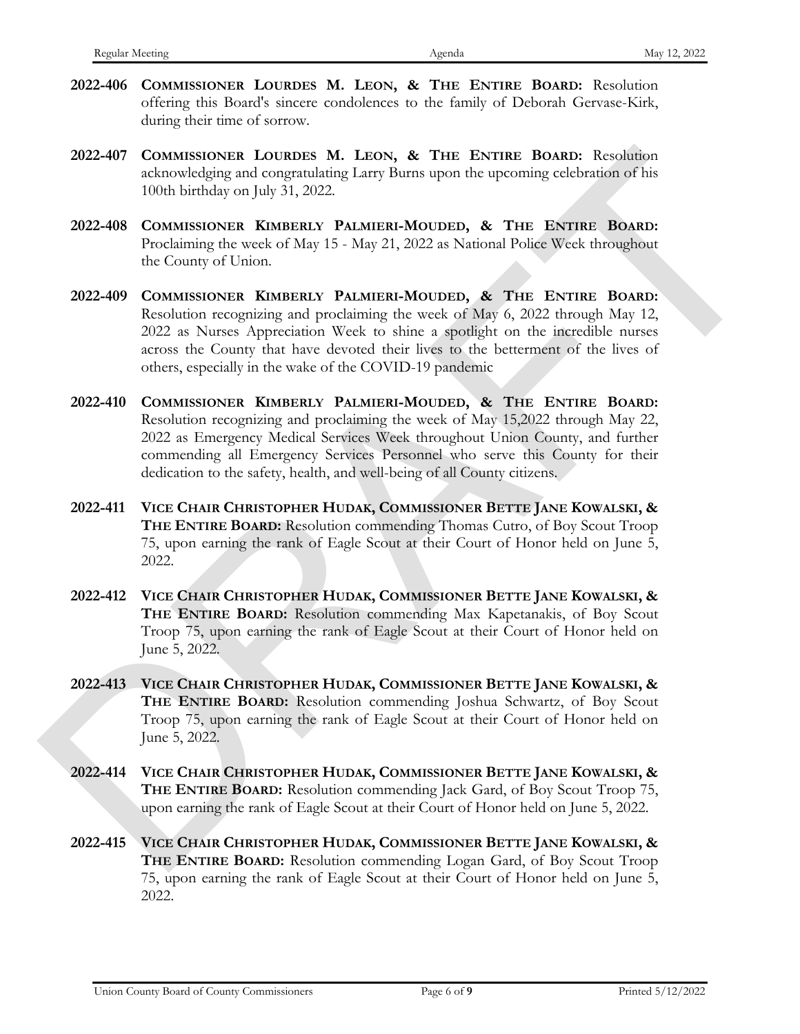**2022-406** **COMMISSIONER LOURDES M. LEON, & THE ENTIRE BOARD:** Resolution offering this Board's sincere condolences to the family of Deborah Gervase-Kirk, during their time of sorrow.

**2022-407** **COMMISSIONER LOURDES M. LEON, & THE ENTIRE BOARD:** Resolution acknowledging and congratulating Larry Burns upon the upcoming celebration of his 100th birthday on July 31, 2022.

**2022-408** **COMMISSIONER KIMBERLY PALMIERI-MOUDED, & THE ENTIRE BOARD:** Proclaiming the week of May 15 - May 21, 2022 as National Police Week throughout the County of Union.

**2022-409** **COMMISSIONER KIMBERLY PALMIERI-MOUDED, & THE ENTIRE BOARD:** Resolution recognizing and proclaiming the week of May 6, 2022 through May 12, 2022 as Nurses Appreciation Week to shine a spotlight on the incredible nurses across the County that have devoted their lives to the betterment of the lives of others, especially in the wake of the COVID-19 pandemic

**2022-410** **COMMISSIONER KIMBERLY PALMIERI-MOUDED, & THE ENTIRE BOARD:** Resolution recognizing and proclaiming the week of May 15,2022 through May 22, 2022 as Emergency Medical Services Week throughout Union County, and further commending all Emergency Services Personnel who serve this County for their dedication to the safety, health, and well-being of all County citizens.

**2022-411** **VICE CHAIR CHRISTOPHER HUDAK, COMMISSIONER BETTE JANE KOWALSKI, & THE ENTIRE BOARD:** Resolution commending Thomas Cutro, of Boy Scout Troop 75, upon earning the rank of Eagle Scout at their Court of Honor held on June 5, 2022.

**2022-412** **VICE CHAIR CHRISTOPHER HUDAK, COMMISSIONER BETTE JANE KOWALSKI, & THE ENTIRE BOARD:** Resolution commending Max Kapetanakis, of Boy Scout Troop 75, upon earning the rank of Eagle Scout at their Court of Honor held on June 5, 2022.

**2022-413** **VICE CHAIR CHRISTOPHER HUDAK, COMMISSIONER BETTE JANE KOWALSKI, & THE ENTIRE BOARD:** Resolution commending Joshua Schwartz, of Boy Scout Troop 75, upon earning the rank of Eagle Scout at their Court of Honor held on June 5, 2022.

**2022-414** **VICE CHAIR CHRISTOPHER HUDAK, COMMISSIONER BETTE JANE KOWALSKI, & THE ENTIRE BOARD:** Resolution commending Jack Gard, of Boy Scout Troop 75, upon earning the rank of Eagle Scout at their Court of Honor held on June 5, 2022.

**2022-415** **VICE CHAIR CHRISTOPHER HUDAK, COMMISSIONER BETTE JANE KOWALSKI, & THE ENTIRE BOARD:** Resolution commending Logan Gard, of Boy Scout Troop 75, upon earning the rank of Eagle Scout at their Court of Honor held on June 5, 2022.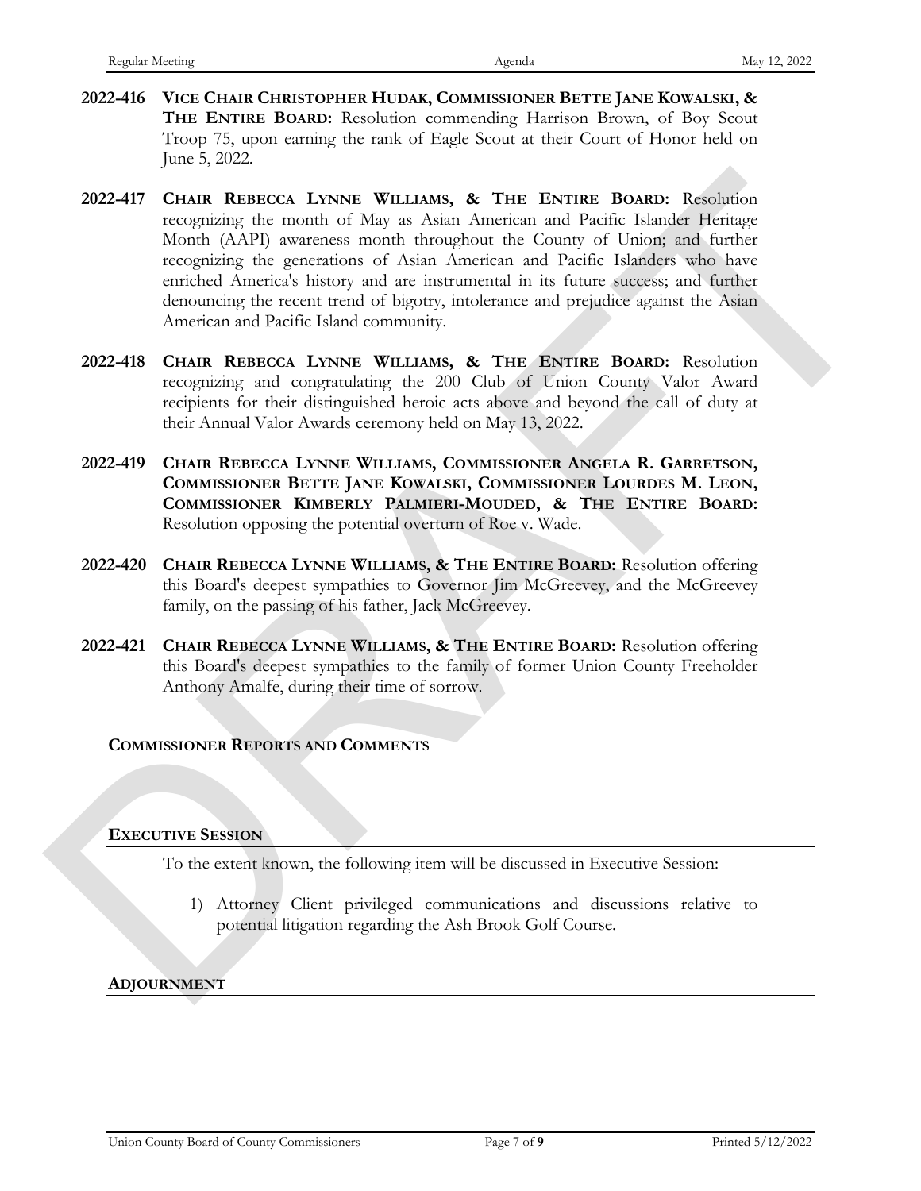**2022-416** **VICE CHAIR CHRISTOPHER HUDAK, COMMISSIONER BETTE JANE KOWALSKI, & THE ENTIRE BOARD:** Resolution commending Harrison Brown, of Boy Scout Troop 75, upon earning the rank of Eagle Scout at their Court of Honor held on June 5, 2022.

**2022-417** **CHAIR REBECCA LYNNE WILLIAMS, & THE ENTIRE BOARD:** Resolution recognizing the month of May as Asian American and Pacific Islander Heritage Month (AAPI) awareness month throughout the County of Union; and further recognizing the generations of Asian American and Pacific Islanders who have enriched America's history and are instrumental in its future success; and further denouncing the recent trend of bigotry, intolerance and prejudice against the Asian American and Pacific Island community.

**2022-418** **CHAIR REBECCA LYNNE WILLIAMS, & THE ENTIRE BOARD:** Resolution recognizing and congratulating the 200 Club of Union County Valor Award recipients for their distinguished heroic acts above and beyond the call of duty at their Annual Valor Awards ceremony held on May 13, 2022.

**2022-419** **CHAIR REBECCA LYNNE WILLIAMS, COMMISSIONER ANGELA R. GARRETSON, COMMISSIONER BETTE JANE KOWALSKI, COMMISSIONER LOURDES M. LEON, COMMISSIONER KIMBERLY PALMIERI-MOUDED, & THE ENTIRE BOARD:** Resolution opposing the potential overturn of Roe v. Wade.

**2022-420** **CHAIR REBECCA LYNNE WILLIAMS, & THE ENTIRE BOARD:** Resolution offering this Board's deepest sympathies to Governor Jim McGreevey, and the McGreevey family, on the passing of his father, Jack McGreevey.

**2022-421** **CHAIR REBECCA LYNNE WILLIAMS, & THE ENTIRE BOARD:** Resolution offering this Board's deepest sympathies to the family of former Union County Freeholder Anthony Amalfe, during their time of sorrow.

## COMMISSIONER REPORTS AND COMMENTS

## EXECUTIVE SESSION

To the extent known, the following item will be discussed in Executive Session:

1) Attorney Client privileged communications and discussions relative to potential litigation regarding the Ash Brook Golf Course.

## ADJOURNMENT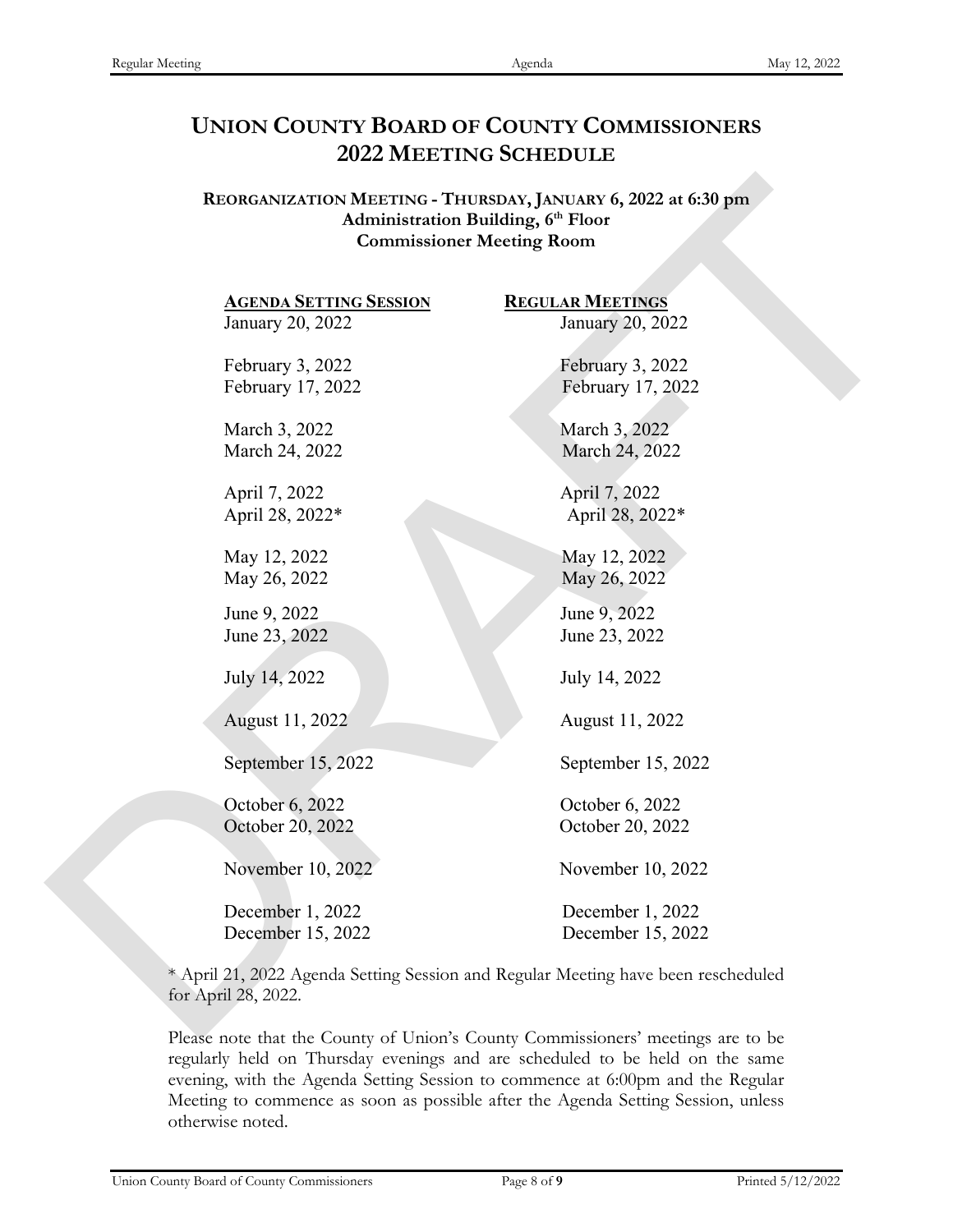# UNION COUNTY BOARD OF COUNTY COMMISSIONERS
# 2022 MEETING SCHEDULE

**REORGANIZATION MEETING - THURSDAY, JANUARY 6, 2022 at 6:30 pm**
**Administration Building, 6th Floor**
**Commissioner Meeting Room**

| AGENDA SETTING SESSION | REGULAR MEETINGS |
| --- | --- |
| January 20, 2022 | January 20, 2022 |
| February 3, 2022 | February 3, 2022 |
| February 17, 2022 | February 17, 2022 |
| March 3, 2022 | March 3, 2022 |
| March 24, 2022 | March 24, 2022 |
| April 7, 2022 | April 7, 2022 |
| April 28, 2022* | April 28, 2022* |
| May 12, 2022 | May 12, 2022 |
| May 26, 2022 | May 26, 2022 |
| June 9, 2022 | June 9, 2022 |
| June 23, 2022 | June 23, 2022 |
| July 14, 2022 | July 14, 2022 |
| August 11, 2022 | August 11, 2022 |
| September 15, 2022 | September 15, 2022 |
| October 6, 2022 | October 6, 2022 |
| October 20, 2022 | October 20, 2022 |
| November 10, 2022 | November 10, 2022 |
| December 1, 2022 | December 1, 2022 |
| December 15, 2022 | December 15, 2022 |

* April 21, 2022 Agenda Setting Session and Regular Meeting have been rescheduled for April 28, 2022.

Please note that the County of Union's County Commissioners' meetings are to be regularly held on Thursday evenings and are scheduled to be held on the same evening, with the Agenda Setting Session to commence at 6:00pm and the Regular Meeting to commence as soon as possible after the Agenda Setting Session, unless otherwise noted.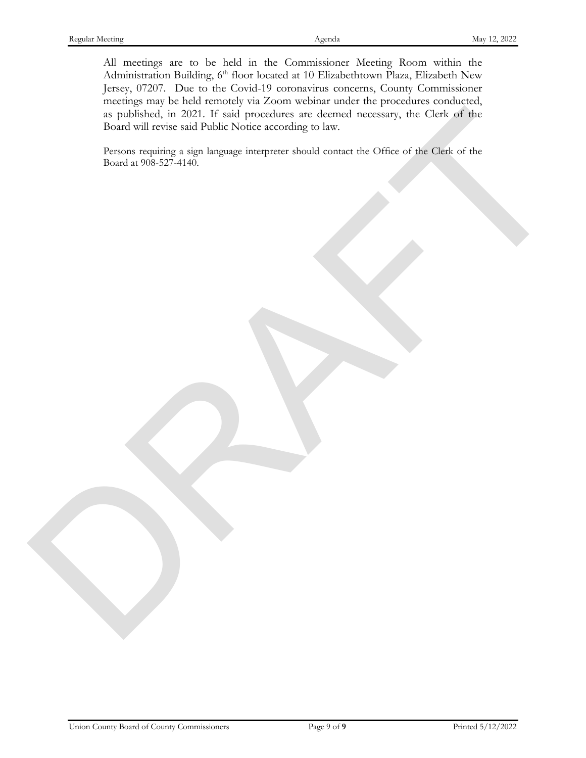All meetings are to be held in the Commissioner Meeting Room within the Administration Building, 6th floor located at 10 Elizabethtown Plaza, Elizabeth New Jersey, 07207. Due to the Covid-19 coronavirus concerns, County Commissioner meetings may be held remotely via Zoom webinar under the procedures conducted, as published, in 2021. If said procedures are deemed necessary, the Clerk of the Board will revise said Public Notice according to law.

Persons requiring a sign language interpreter should contact the Office of the Clerk of the Board at 908-527-4140.